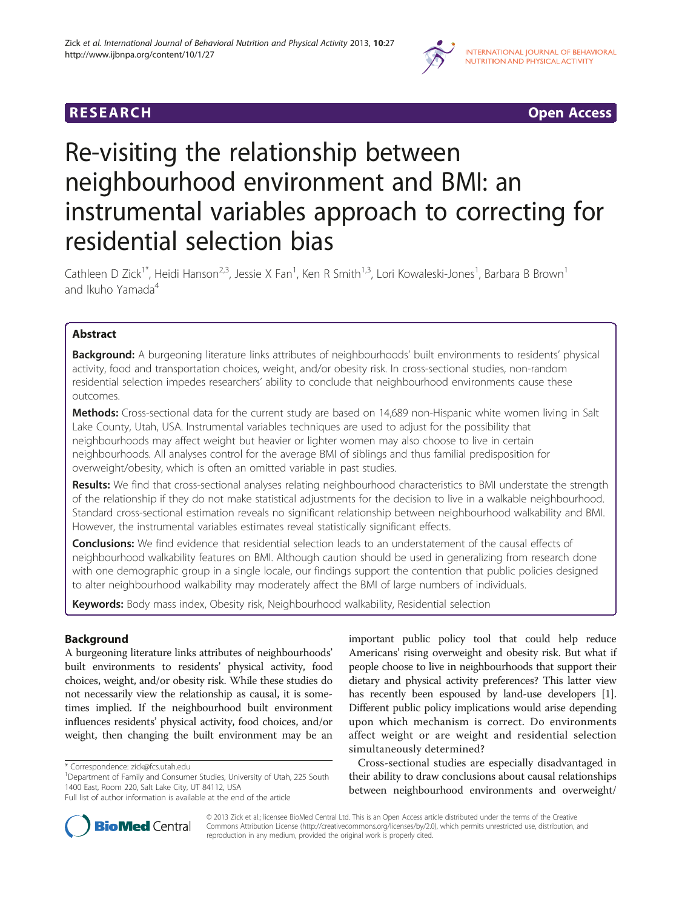RESEARCH Open Access

# Re-visiting the relationship between neighbourhood environment and BMI: an instrumental variables approach to correcting for residential selection bias

Cathleen D Zick[1*], Heidi Hanson[2,3], Jessie X Fan[1], Ken R Smith[1,3], Lori Kowaleski-Jones[1], Barbara B Brown[1] and Ikuho Yamada[4]

## Abstract

**Background:** A burgeoning literature links attributes of neighbourhoods' built environments to residents' physical activity, food and transportation choices, weight, and/or obesity risk. In cross-sectional studies, non-random residential selection impedes researchers' ability to conclude that neighbourhood environments cause these outcomes.

**Methods:** Cross-sectional data for the current study are based on 14,689 non-Hispanic white women living in Salt Lake County, Utah, USA. Instrumental variables techniques are used to adjust for the possibility that neighbourhoods may affect weight but heavier or lighter women may also choose to live in certain neighbourhoods. All analyses control for the average BMI of siblings and thus familial predisposition for overweight/obesity, which is often an omitted variable in past studies.

**Results:** We find that cross-sectional analyses relating neighbourhood characteristics to BMI understate the strength of the relationship if they do not make statistical adjustments for the decision to live in a walkable neighbourhood. Standard cross-sectional estimation reveals no significant relationship between neighbourhood walkability and BMI. However, the instrumental variables estimates reveal statistically significant effects.

**Conclusions:** We find evidence that residential selection leads to an understatement of the causal effects of neighbourhood walkability features on BMI. Although caution should be used in generalizing from research done with one demographic group in a single locale, our findings support the contention that public policies designed to alter neighbourhood walkability may moderately affect the BMI of large numbers of individuals.

**Keywords:** Body mass index, Obesity risk, Neighbourhood walkability, Residential selection

## Background

A burgeoning literature links attributes of neighbourhoods' built environments to residents' physical activity, food choices, weight, and/or obesity risk. While these studies do not necessarily view the relationship as causal, it is sometimes implied. If the neighbourhood built environment influences residents' physical activity, food choices, and/or weight, then changing the built environment may be an important public policy tool that could help reduce Americans' rising overweight and obesity risk. But what if people choose to live in neighbourhoods that support their dietary and physical activity preferences? This latter view has recently been espoused by land-use developers [1]. Different public policy implications would arise depending upon which mechanism is correct. Do environments affect weight or are weight and residential selection simultaneously determined?

Cross-sectional studies are especially disadvantaged in their ability to draw conclusions about causal relationships between neighbourhood environments and overweight/

\* Correspondence: zick@fcs.utah.edu
[1]Department of Family and Consumer Studies, University of Utah, 225 South 1400 East, Room 220, Salt Lake City, UT 84112, USA
Full list of author information is available at the end of the article

© 2013 Zick et al.; licensee BioMed Central Ltd. This is an Open Access article distributed under the terms of the Creative Commons Attribution License (http://creativecommons.org/licenses/by/2.0), which permits unrestricted use, distribution, and reproduction in any medium, provided the original work is properly cited.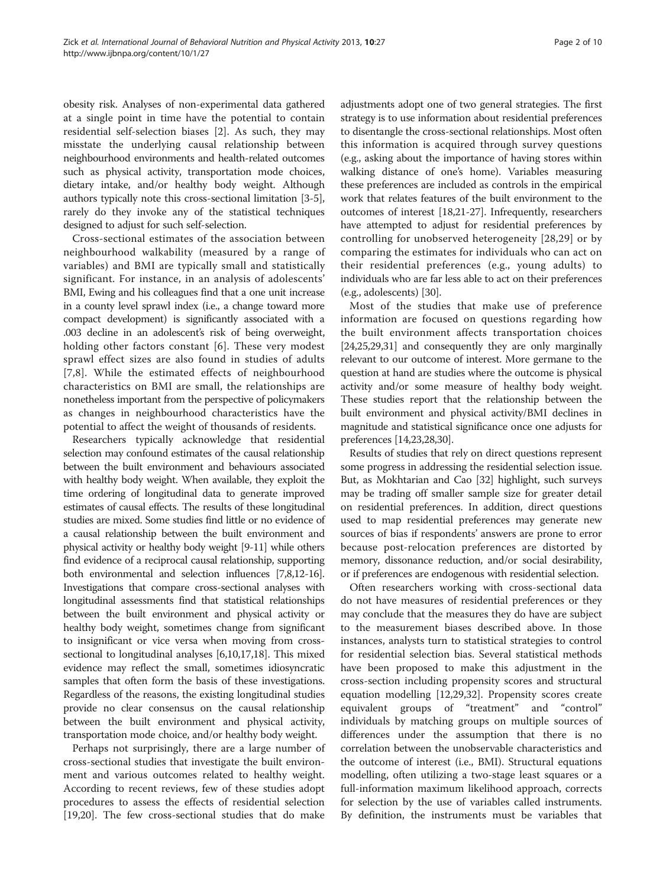obesity risk. Analyses of non-experimental data gathered at a single point in time have the potential to contain residential self-selection biases [2]. As such, they may misstate the underlying causal relationship between neighbourhood environments and health-related outcomes such as physical activity, transportation mode choices, dietary intake, and/or healthy body weight. Although authors typically note this cross-sectional limitation [3-5], rarely do they invoke any of the statistical techniques designed to adjust for such self-selection.

Cross-sectional estimates of the association between neighbourhood walkability (measured by a range of variables) and BMI are typically small and statistically significant. For instance, in an analysis of adolescents' BMI, Ewing and his colleagues find that a one unit increase in a county level sprawl index (i.e., a change toward more compact development) is significantly associated with a .003 decline in an adolescent's risk of being overweight, holding other factors constant [6]. These very modest sprawl effect sizes are also found in studies of adults [7,8]. While the estimated effects of neighbourhood characteristics on BMI are small, the relationships are nonetheless important from the perspective of policymakers as changes in neighbourhood characteristics have the potential to affect the weight of thousands of residents.

Researchers typically acknowledge that residential selection may confound estimates of the causal relationship between the built environment and behaviours associated with healthy body weight. When available, they exploit the time ordering of longitudinal data to generate improved estimates of causal effects. The results of these longitudinal studies are mixed. Some studies find little or no evidence of a causal relationship between the built environment and physical activity or healthy body weight [9-11] while others find evidence of a reciprocal causal relationship, supporting both environmental and selection influences [7,8,12-16]. Investigations that compare cross-sectional analyses with longitudinal assessments find that statistical relationships between the built environment and physical activity or healthy body weight, sometimes change from significant to insignificant or vice versa when moving from cross-sectional to longitudinal analyses [6,10,17,18]. This mixed evidence may reflect the small, sometimes idiosyncratic samples that often form the basis of these investigations. Regardless of the reasons, the existing longitudinal studies provide no clear consensus on the causal relationship between the built environment and physical activity, transportation mode choice, and/or healthy body weight.

Perhaps not surprisingly, there are a large number of cross-sectional studies that investigate the built environment and various outcomes related to healthy weight. According to recent reviews, few of these studies adopt procedures to assess the effects of residential selection [19,20]. The few cross-sectional studies that do make adjustments adopt one of two general strategies. The first strategy is to use information about residential preferences to disentangle the cross-sectional relationships. Most often this information is acquired through survey questions (e.g., asking about the importance of having stores within walking distance of one's home). Variables measuring these preferences are included as controls in the empirical work that relates features of the built environment to the outcomes of interest [18,21-27]. Infrequently, researchers have attempted to adjust for residential preferences by controlling for unobserved heterogeneity [28,29] or by comparing the estimates for individuals who can act on their residential preferences (e.g., young adults) to individuals who are far less able to act on their preferences (e.g., adolescents) [30].

Most of the studies that make use of preference information are focused on questions regarding how the built environment affects transportation choices [24,25,29,31] and consequently they are only marginally relevant to our outcome of interest. More germane to the question at hand are studies where the outcome is physical activity and/or some measure of healthy body weight. These studies report that the relationship between the built environment and physical activity/BMI declines in magnitude and statistical significance once one adjusts for preferences [14,23,28,30].

Results of studies that rely on direct questions represent some progress in addressing the residential selection issue. But, as Mokhtarian and Cao [32] highlight, such surveys may be trading off smaller sample size for greater detail on residential preferences. In addition, direct questions used to map residential preferences may generate new sources of bias if respondents' answers are prone to error because post-relocation preferences are distorted by memory, dissonance reduction, and/or social desirability, or if preferences are endogenous with residential selection.

Often researchers working with cross-sectional data do not have measures of residential preferences or they may conclude that the measures they do have are subject to the measurement biases described above. In those instances, analysts turn to statistical strategies to control for residential selection bias. Several statistical methods have been proposed to make this adjustment in the cross-section including propensity scores and structural equation modelling [12,29,32]. Propensity scores create equivalent groups of "treatment" and "control" individuals by matching groups on multiple sources of differences under the assumption that there is no correlation between the unobservable characteristics and the outcome of interest (i.e., BMI). Structural equations modelling, often utilizing a two-stage least squares or a full-information maximum likelihood approach, corrects for selection by the use of variables called instruments. By definition, the instruments must be variables that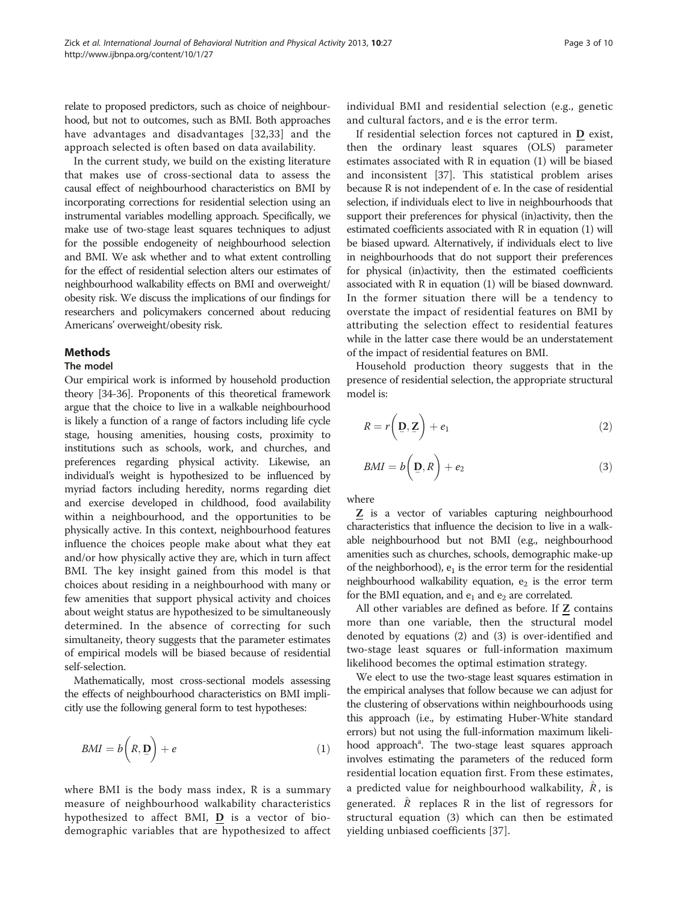relate to proposed predictors, such as choice of neighbourhood, but not to outcomes, such as BMI. Both approaches have advantages and disadvantages [32,33] and the approach selected is often based on data availability.

In the current study, we build on the existing literature that makes use of cross-sectional data to assess the causal effect of neighbourhood characteristics on BMI by incorporating corrections for residential selection using an instrumental variables modelling approach. Specifically, we make use of two-stage least squares techniques to adjust for the possible endogeneity of neighbourhood selection and BMI. We ask whether and to what extent controlling for the effect of residential selection alters our estimates of neighbourhood walkability effects on BMI and overweight/obesity risk. We discuss the implications of our findings for researchers and policymakers concerned about reducing Americans' overweight/obesity risk.

## Methods

### The model

Our empirical work is informed by household production theory [34-36]. Proponents of this theoretical framework argue that the choice to live in a walkable neighbourhood is likely a function of a range of factors including life cycle stage, housing amenities, housing costs, proximity to institutions such as schools, work, and churches, and preferences regarding physical activity. Likewise, an individual's weight is hypothesized to be influenced by myriad factors including heredity, norms regarding diet and exercise developed in childhood, food availability within a neighbourhood, and the opportunities to be physically active. In this context, neighbourhood features influence the choices people make about what they eat and/or how physically active they are, which in turn affect BMI. The key insight gained from this model is that choices about residing in a neighbourhood with many or few amenities that support physical activity and choices about weight status are hypothesized to be simultaneously determined. In the absence of correcting for such simultaneity, theory suggests that the parameter estimates of empirical models will be biased because of residential self-selection.

Mathematically, most cross-sectional models assessing the effects of neighbourhood characteristics on BMI implicitly use the following general form to test hypotheses:

$$BMI = b\left(R, \underline{\mathbf{D}}\right) + e \tag{1}$$

where BMI is the body mass index, R is a summary measure of neighbourhood walkability characteristics hypothesized to affect BMI, $\underline{\mathbf{D}}$ is a vector of bio-demographic variables that are hypothesized to affect individual BMI and residential selection (e.g., genetic and cultural factors, and e is the error term.

If residential selection forces not captured in $\underline{\mathbf{D}}$ exist, then the ordinary least squares (OLS) parameter estimates associated with R in equation (1) will be biased and inconsistent [37]. This statistical problem arises because R is not independent of e. In the case of residential selection, if individuals elect to live in neighbourhoods that support their preferences for physical (in)activity, then the estimated coefficients associated with R in equation (1) will be biased upward. Alternatively, if individuals elect to live in neighbourhoods that do not support their preferences for physical (in)activity, then the estimated coefficients associated with R in equation (1) will be biased downward. In the former situation there will be a tendency to overstate the impact of residential features on BMI by attributing the selection effect to residential features while in the latter case there would be an understatement of the impact of residential features on BMI.

Household production theory suggests that in the presence of residential selection, the appropriate structural model is:

$$R = r\left(\underline{\mathbf{D}}, \underline{\mathbf{Z}}\right) + e_1 \tag{2}$$

$$BMI = b\left(\underline{\mathbf{D}}, R\right) + e_2 \tag{3}$$

where

$\underline{\mathbf{Z}}$ is a vector of variables capturing neighbourhood characteristics that influence the decision to live in a walkable neighbourhood but not BMI (e.g., neighbourhood amenities such as churches, schools, demographic make-up of the neighborhood), $e_1$ is the error term for the residential neighbourhood walkability equation, $e_2$ is the error term for the BMI equation, and $e_1$ and $e_2$ are correlated.

All other variables are defined as before. If $\underline{\mathbf{Z}}$ contains more than one variable, then the structural model denoted by equations (2) and (3) is over-identified and two-stage least squares or full-information maximum likelihood becomes the optimal estimation strategy.

We elect to use the two-stage least squares estimation in the empirical analyses that follow because we can adjust for the clustering of observations within neighbourhoods using this approach (i.e., by estimating Huber-White standard errors) but not using the full-information maximum likelihood approach[a]. The two-stage least squares approach involves estimating the parameters of the reduced form residential location equation first. From these estimates, a predicted value for neighbourhood walkability, $\hat{R}$, is generated. $\hat{R}$ replaces R in the list of regressors for structural equation (3) which can then be estimated yielding unbiased coefficients [37].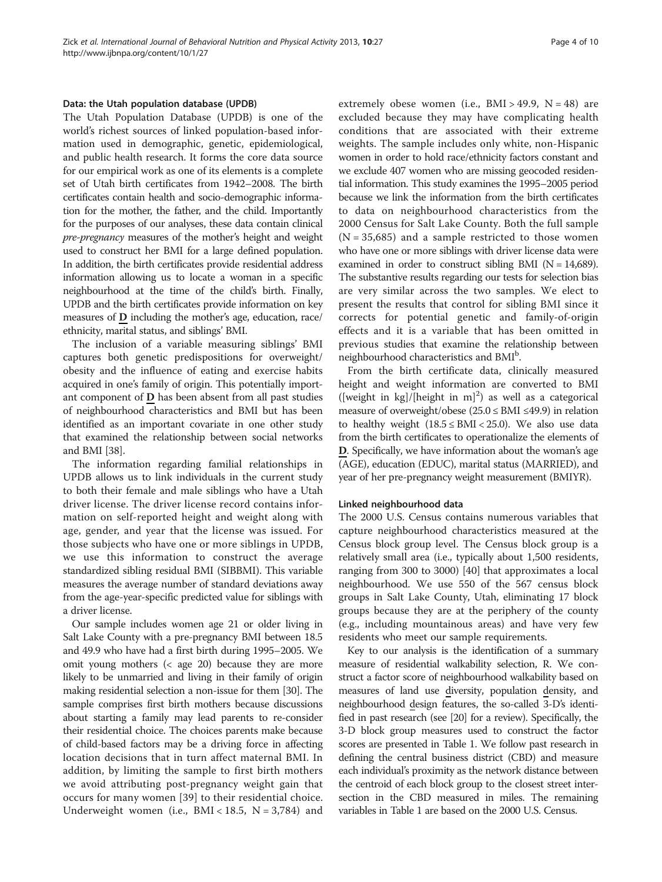### Data: the Utah population database (UPDB)

The Utah Population Database (UPDB) is one of the world's richest sources of linked population-based information used in demographic, genetic, epidemiological, and public health research. It forms the core data source for our empirical work as one of its elements is a complete set of Utah birth certificates from 1942–2008. The birth certificates contain health and socio-demographic information for the mother, the father, and the child. Importantly for the purposes of our analyses, these data contain clinical *pre-pregnancy* measures of the mother's height and weight used to construct her BMI for a large defined population. In addition, the birth certificates provide residential address information allowing us to locate a woman in a specific neighbourhood at the time of the child's birth. Finally, UPDB and the birth certificates provide information on key measures of $\underline{\mathbf{D}}$ including the mother's age, education, race/ethnicity, marital status, and siblings' BMI.

The inclusion of a variable measuring siblings' BMI captures both genetic predispositions for overweight/obesity and the influence of eating and exercise habits acquired in one's family of origin. This potentially important component of $\underline{\mathbf{D}}$ has been absent from all past studies of neighbourhood characteristics and BMI but has been identified as an important covariate in one other study that examined the relationship between social networks and BMI [38].

The information regarding familial relationships in UPDB allows us to link individuals in the current study to both their female and male siblings who have a Utah driver license. The driver license record contains information on self-reported height and weight along with age, gender, and year that the license was issued. For those subjects who have one or more siblings in UPDB, we use this information to construct the average standardized sibling residual BMI (SIBBMI). This variable measures the average number of standard deviations away from the age-year-specific predicted value for siblings with a driver license.

Our sample includes women age 21 or older living in Salt Lake County with a pre-pregnancy BMI between 18.5 and 49.9 who have had a first birth during 1995–2005. We omit young mothers (< age 20) because they are more likely to be unmarried and living in their family of origin making residential selection a non-issue for them [30]. The sample comprises first birth mothers because discussions about starting a family may lead parents to re-consider their residential choice. The choices parents make because of child-based factors may be a driving force in affecting location decisions that in turn affect maternal BMI. In addition, by limiting the sample to first birth mothers we avoid attributing post-pregnancy weight gain that occurs for many women [39] to their residential choice. Underweight women (i.e., BMI < 18.5, N = 3,784) and extremely obese women (i.e., BMI > 49.9, N = 48) are excluded because they may have complicating health conditions that are associated with their extreme weights. The sample includes only white, non-Hispanic women in order to hold race/ethnicity factors constant and we exclude 407 women who are missing geocoded residential information. This study examines the 1995–2005 period because we link the information from the birth certificates to data on neighbourhood characteristics from the 2000 Census for Salt Lake County. Both the full sample (N = 35,685) and a sample restricted to those women who have one or more siblings with driver license data were examined in order to construct sibling BMI (N = 14,689). The substantive results regarding our tests for selection bias are very similar across the two samples. We elect to present the results that control for sibling BMI since it corrects for potential genetic and family-of-origin effects and it is a variable that has been omitted in previous studies that examine the relationship between neighbourhood characteristics and BMI[b].

From the birth certificate data, clinically measured height and weight information are converted to BMI ([weight in kg]/[height in m]$^2$) as well as a categorical measure of overweight/obese (25.0 ≤ BMI ≤49.9) in relation to healthy weight (18.5 ≤ BMI < 25.0). We also use data from the birth certificates to operationalize the elements of $\underline{\mathbf{D}}$. Specifically, we have information about the woman's age (AGE), education (EDUC), marital status (MARRIED), and year of her pre-pregnancy weight measurement (BMIYR).

### Linked neighbourhood data

The 2000 U.S. Census contains numerous variables that capture neighbourhood characteristics measured at the Census block group level. The Census block group is a relatively small area (i.e., typically about 1,500 residents, ranging from 300 to 3000) [40] that approximates a local neighbourhood. We use 550 of the 567 census block groups in Salt Lake County, Utah, eliminating 17 block groups because they are at the periphery of the county (e.g., including mountainous areas) and have very few residents who meet our sample requirements.

Key to our analysis is the identification of a summary measure of residential walkability selection, R. We construct a factor score of neighbourhood walkability based on measures of land use diversity, population density, and neighbourhood design features, the so-called 3-D's identified in past research (see [20] for a review). Specifically, the 3-D block group measures used to construct the factor scores are presented in Table 1. We follow past research in defining the central business district (CBD) and measure each individual's proximity as the network distance between the centroid of each block group to the closest street intersection in the CBD measured in miles. The remaining variables in Table 1 are based on the 2000 U.S. Census.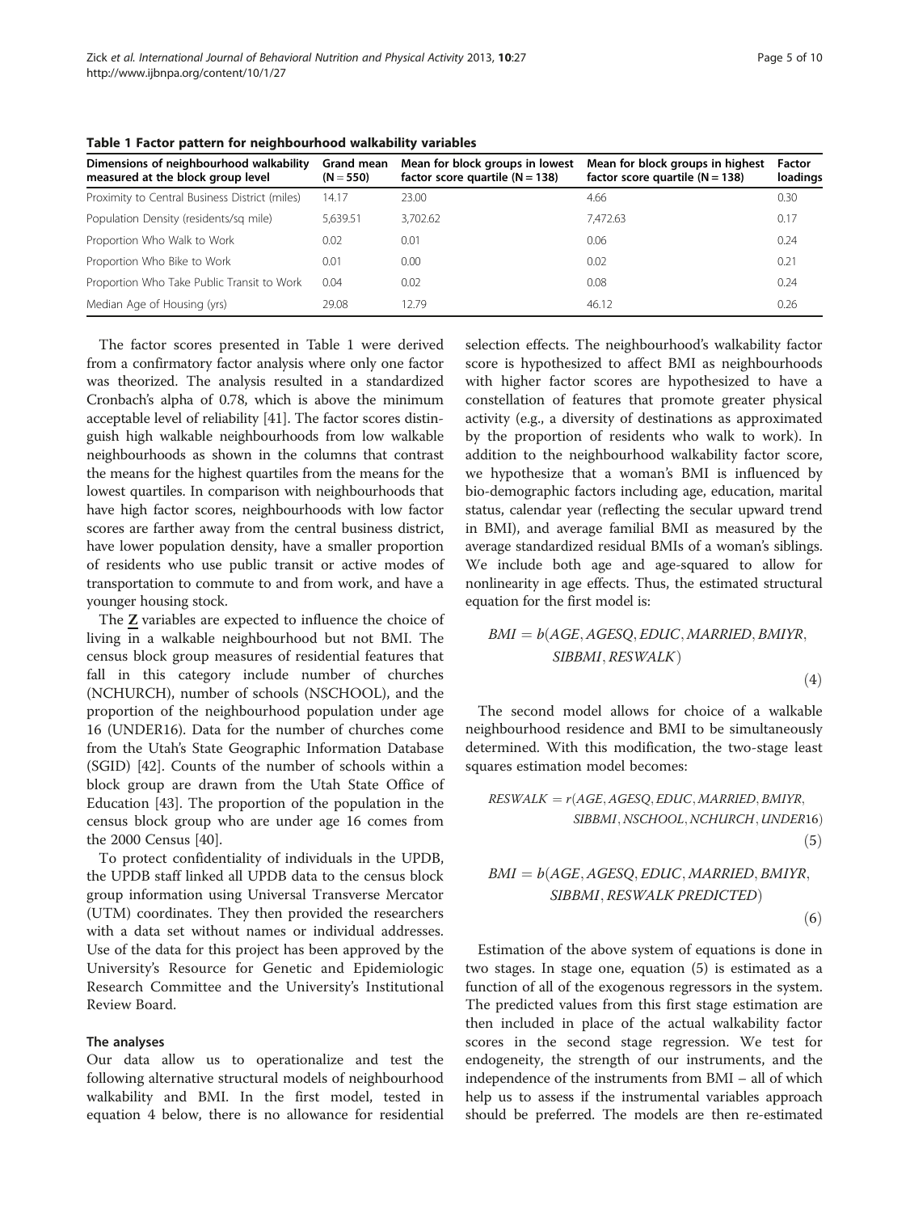**Table 1 Factor pattern for neighbourhood walkability variables**

| Dimensions of neighbourhood walkability measured at the block group level | Grand mean (N = 550) | Mean for block groups in lowest factor score quartile (N = 138) | Mean for block groups in highest factor score quartile (N = 138) | Factor loadings |
|---|---|---|---|---|
| Proximity to Central Business District (miles) | 14.17 | 23.00 | 4.66 | 0.30 |
| Population Density (residents/sq mile) | 5,639.51 | 3,702.62 | 7,472.63 | 0.17 |
| Proportion Who Walk to Work | 0.02 | 0.01 | 0.06 | 0.24 |
| Proportion Who Bike to Work | 0.01 | 0.00 | 0.02 | 0.21 |
| Proportion Who Take Public Transit to Work | 0.04 | 0.02 | 0.08 | 0.24 |
| Median Age of Housing (yrs) | 29.08 | 12.79 | 46.12 | 0.26 |

The factor scores presented in Table 1 were derived from a confirmatory factor analysis where only one factor was theorized. The analysis resulted in a standardized Cronbach's alpha of 0.78, which is above the minimum acceptable level of reliability [41]. The factor scores distinguish high walkable neighbourhoods from low walkable neighbourhoods as shown in the columns that contrast the means for the highest quartiles from the means for the lowest quartiles. In comparison with neighbourhoods that have high factor scores, neighbourhoods with low factor scores are farther away from the central business district, have lower population density, have a smaller proportion of residents who use public transit or active modes of transportation to commute to and from work, and have a younger housing stock.

The $\underline{\mathbf{Z}}$ variables are expected to influence the choice of living in a walkable neighbourhood but not BMI. The census block group measures of residential features that fall in this category include number of churches (NCHURCH), number of schools (NSCHOOL), and the proportion of the neighbourhood population under age 16 (UNDER16). Data for the number of churches come from the Utah's State Geographic Information Database (SGID) [42]. Counts of the number of schools within a block group are drawn from the Utah State Office of Education [43]. The proportion of the population in the census block group who are under age 16 comes from the 2000 Census [40].

To protect confidentiality of individuals in the UPDB, the UPDB staff linked all UPDB data to the census block group information using Universal Transverse Mercator (UTM) coordinates. They then provided the researchers with a data set without names or individual addresses. Use of the data for this project has been approved by the University's Resource for Genetic and Epidemiologic Research Committee and the University's Institutional Review Board.

### The analyses

Our data allow us to operationalize and test the following alternative structural models of neighbourhood walkability and BMI. In the first model, tested in equation 4 below, there is no allowance for residential selection effects. The neighbourhood's walkability factor score is hypothesized to affect BMI as neighbourhoods with higher factor scores are hypothesized to have a constellation of features that promote greater physical activity (e.g., a diversity of destinations as approximated by the proportion of residents who walk to work). In addition to the neighbourhood walkability factor score, we hypothesize that a woman's BMI is influenced by bio-demographic factors including age, education, marital status, calendar year (reflecting the secular upward trend in BMI), and average familial BMI as measured by the average standardized residual BMIs of a woman's siblings. We include both age and age-squared to allow for nonlinearity in age effects. Thus, the estimated structural equation for the first model is:

$$BMI = b(AGE, AGESQ, EDUC, MARRIED, BMIYR, SIBBMI, RESWALK) \tag{4}$$

The second model allows for choice of a walkable neighbourhood residence and BMI to be simultaneously determined. With this modification, the two-stage least squares estimation model becomes:

$$RESWALK = r(AGE, AGESQ, EDUC, MARRIED, BMIYR, SIBBMI, NSCHOOL, NCHURCH, UNDER16) \tag{5}$$

$$BMI = b(AGE, AGESQ, EDUC, MARRIED, BMIYR, SIBBMI, RESWALK\ PREDICTED) \tag{6}$$

Estimation of the above system of equations is done in two stages. In stage one, equation (5) is estimated as a function of all of the exogenous regressors in the system. The predicted values from this first stage estimation are then included in place of the actual walkability factor scores in the second stage regression. We test for endogeneity, the strength of our instruments, and the independence of the instruments from BMI – all of which help us to assess if the instrumental variables approach should be preferred. The models are then re-estimated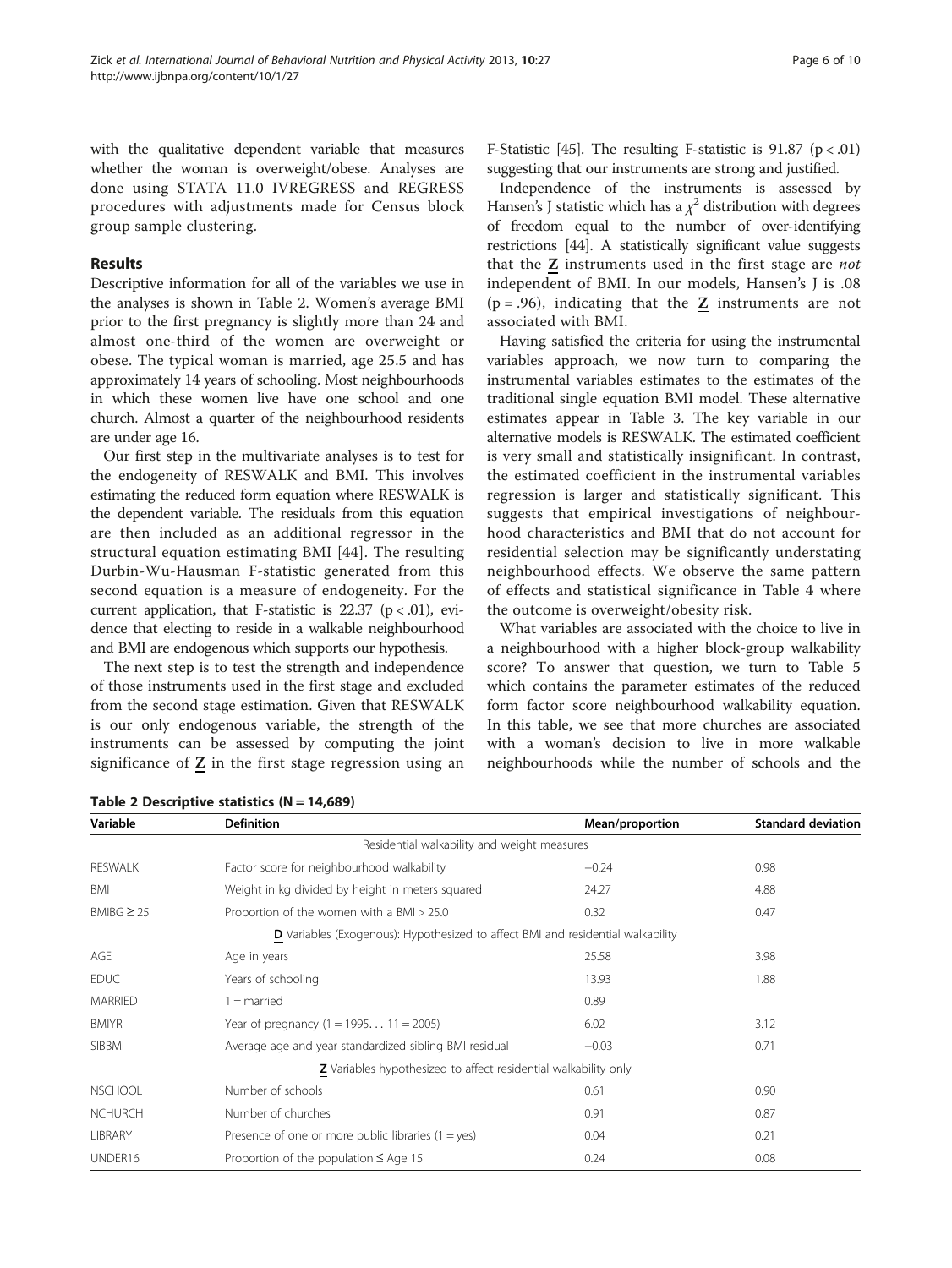with the qualitative dependent variable that measures whether the woman is overweight/obese. Analyses are done using STATA 11.0 IVREGRESS and REGRESS procedures with adjustments made for Census block group sample clustering.

## Results

Descriptive information for all of the variables we use in the analyses is shown in Table 2. Women's average BMI prior to the first pregnancy is slightly more than 24 and almost one-third of the women are overweight or obese. The typical woman is married, age 25.5 and has approximately 14 years of schooling. Most neighbourhoods in which these women live have one school and one church. Almost a quarter of the neighbourhood residents are under age 16.

Our first step in the multivariate analyses is to test for the endogeneity of RESWALK and BMI. This involves estimating the reduced form equation where RESWALK is the dependent variable. The residuals from this equation are then included as an additional regressor in the structural equation estimating BMI [44]. The resulting Durbin-Wu-Hausman F-statistic generated from this second equation is a measure of endogeneity. For the current application, that F-statistic is 22.37 ($p < .01$), evidence that electing to reside in a walkable neighbourhood and BMI are endogenous which supports our hypothesis.

The next step is to test the strength and independence of those instruments used in the first stage and excluded from the second stage estimation. Given that RESWALK is our only endogenous variable, the strength of the instruments can be assessed by computing the joint significance of $\underline{\mathbf{Z}}$ in the first stage regression using an F-Statistic [45]. The resulting F-statistic is 91.87 ($p < .01$) suggesting that our instruments are strong and justified.

Independence of the instruments is assessed by Hansen's J statistic which has a $\chi^2$ distribution with degrees of freedom equal to the number of over-identifying restrictions [44]. A statistically significant value suggests that the $\underline{\mathbf{Z}}$ instruments used in the first stage are *not* independent of BMI. In our models, Hansen's J is .08 ($p = .96$), indicating that the $\underline{\mathbf{Z}}$ instruments are not associated with BMI.

Having satisfied the criteria for using the instrumental variables approach, we now turn to comparing the instrumental variables estimates to the estimates of the traditional single equation BMI model. These alternative estimates appear in Table 3. The key variable in our alternative models is RESWALK. The estimated coefficient is very small and statistically insignificant. In contrast, the estimated coefficient in the instrumental variables regression is larger and statistically significant. This suggests that empirical investigations of neighbourhood characteristics and BMI that do not account for residential selection may be significantly understating neighbourhood effects. We observe the same pattern of effects and statistical significance in Table 4 where the outcome is overweight/obesity risk.

What variables are associated with the choice to live in a neighbourhood with a higher block-group walkability score? To answer that question, we turn to Table 5 which contains the parameter estimates of the reduced form factor score neighbourhood walkability equation. In this table, we see that more churches are associated with a woman's decision to live in more walkable neighbourhoods while the number of schools and the

**Table 2 Descriptive statistics (N = 14,689)**

| Variable | Definition | Mean/proportion | Standard deviation |
|---|---|---|---|
| | Residential walkability and weight measures | | |
| RESWALK | Factor score for neighbourhood walkability | −0.24 | 0.98 |
| BMI | Weight in kg divided by height in meters squared | 24.27 | 4.88 |
| BMIBG ≥ 25 | Proportion of the women with a BMI > 25.0 | 0.32 | 0.47 |
| | $\underline{\mathbf{D}}$ Variables (Exogenous): Hypothesized to affect BMI and residential walkability | | |
| AGE | Age in years | 25.58 | 3.98 |
| EDUC | Years of schooling | 13.93 | 1.88 |
| MARRIED | 1 = married | 0.89 | |
| BMIYR | Year of pregnancy (1 = 1995... 11 = 2005) | 6.02 | 3.12 |
| SIBBMI | Average age and year standardized sibling BMI residual | −0.03 | 0.71 |
| | $\underline{\mathbf{Z}}$ Variables hypothesized to affect residential walkability only | | |
| NSCHOOL | Number of schools | 0.61 | 0.90 |
| NCHURCH | Number of churches | 0.91 | 0.87 |
| LIBRARY | Presence of one or more public libraries (1 = yes) | 0.04 | 0.21 |
| UNDER16 | Proportion of the population ≤ Age 15 | 0.24 | 0.08 |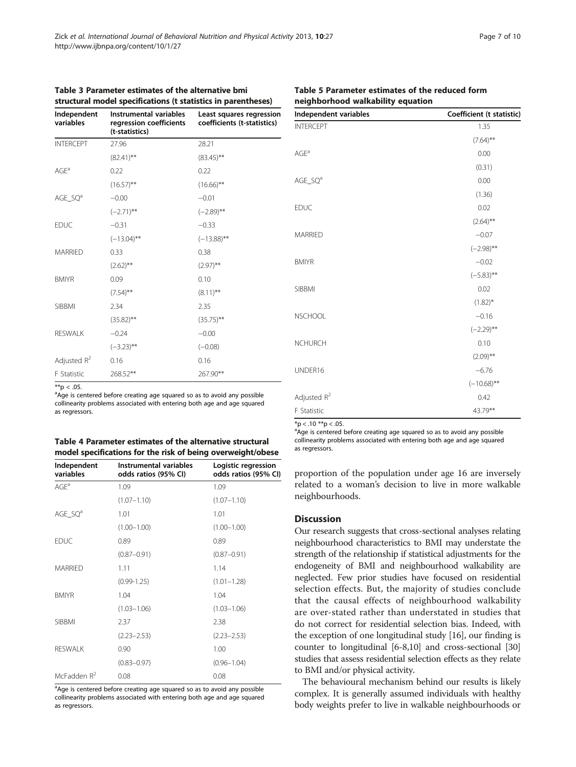**Table 3 Parameter estimates of the alternative bmi structural model specifications (t statistics in parentheses)**

| Independent variables | Instrumental variables regression coefficients (t-statistics) | Least squares regression coefficients (t-statistics) |
|---|---|---|
| INTERCEPT | 27.96 | 28.21 |
| | (82.41)** | (83.45)** |
| AGE[a] | 0.22 | 0.22 |
| | (16.57)** | (16.66)** |
| AGE_SQ[a] | −0.00 | −0.01 |
| | (−2.71)** | (−2.89)** |
| EDUC | −0.31 | −0.33 |
| | (−13.04)** | (−13.88)** |
| MARRIED | 0.33 | 0.38 |
| | (2.62)** | (2.97)** |
| BMIYR | 0.09 | 0.10 |
| | (7.54)** | (8.11)** |
| SIBBMI | 2.34 | 2.35 |
| | (35.82)** | (35.75)** |
| RESWALK | −0.24 | −0.00 |
| | (−3.23)** | (−0.08) |
| Adjusted $R^2$ | 0.16 | 0.16 |
| F Statistic | 268.52** | 267.90** |

**p < .05.
[a]Age is centered before creating age squared so as to avoid any possible collinearity problems associated with entering both age and age squared as regressors.

**Table 4 Parameter estimates of the alternative structural model specifications for the risk of being overweight/obese**

| Independent variables | Instrumental variables odds ratios (95% CI) | Logistic regression odds ratios (95% CI) |
|---|---|---|
| AGE[a] | 1.09 | 1.09 |
| | (1.07–1.10) | (1.07–1.10) |
| AGE_SQ[a] | 1.01 | 1.01 |
| | (1.00–1.00) | (1.00–1.00) |
| EDUC | 0.89 | 0.89 |
| | (0.87–0.91) | (0.87–0.91) |
| MARRIED | 1.11 | 1.14 |
| | (0.99-1.25) | (1.01–1.28) |
| BMIYR | 1.04 | 1.04 |
| | (1.03–1.06) | (1.03–1.06) |
| SIBBMI | 2.37 | 2.38 |
| | (2.23–2.53) | (2.23–2.53) |
| RESWALK | 0.90 | 1.00 |
| | (0.83–0.97) | (0.96–1.04) |
| McFadden $R^2$ | 0.08 | 0.08 |

[a]Age is centered before creating age squared so as to avoid any possible collinearity problems associated with entering both age and age squared as regressors.

**Table 5 Parameter estimates of the reduced form neighborhood walkability equation**

| Independent variables | Coefficient (t statistic) |
|---|---|
| INTERCEPT | 1.35 |
| | (7.64)** |
| AGE[a] | 0.00 |
| | (0.31) |
| AGE_SQ[a] | 0.00 |
| | (1.36) |
| EDUC | 0.02 |
| | (2.64)** |
| MARRIED | −0.07 |
| | (−2.98)** |
| BMIYR | −0.02 |
| | (−5.83)** |
| SIBBMI | 0.02 |
| | (1.82)* |
| NSCHOOL | −0.16 |
| | (−2.29)** |
| NCHURCH | 0.10 |
| | (2.09)** |
| UNDER16 | −6.76 |
| | (−10.68)** |
| Adjusted $R^2$ | 0.42 |
| F Statistic | 43.79** |

*p < .10 **p < .05.
[a]Age is centered before creating age squared so as to avoid any possible collinearity problems associated with entering both age and age squared as regressors.

proportion of the population under age 16 are inversely related to a woman's decision to live in more walkable neighbourhoods.

## Discussion

Our research suggests that cross-sectional analyses relating neighbourhood characteristics to BMI may understate the strength of the relationship if statistical adjustments for the endogeneity of BMI and neighbourhood walkability are neglected. Few prior studies have focused on residential selection effects. But, the majority of studies conclude that the causal effects of neighbourhood walkability are over-stated rather than understated in studies that do not correct for residential selection bias. Indeed, with the exception of one longitudinal study [16], our finding is counter to longitudinal [6-8,10] and cross-sectional [30] studies that assess residential selection effects as they relate to BMI and/or physical activity.

The behavioural mechanism behind our results is likely complex. It is generally assumed individuals with healthy body weights prefer to live in walkable neighbourhoods or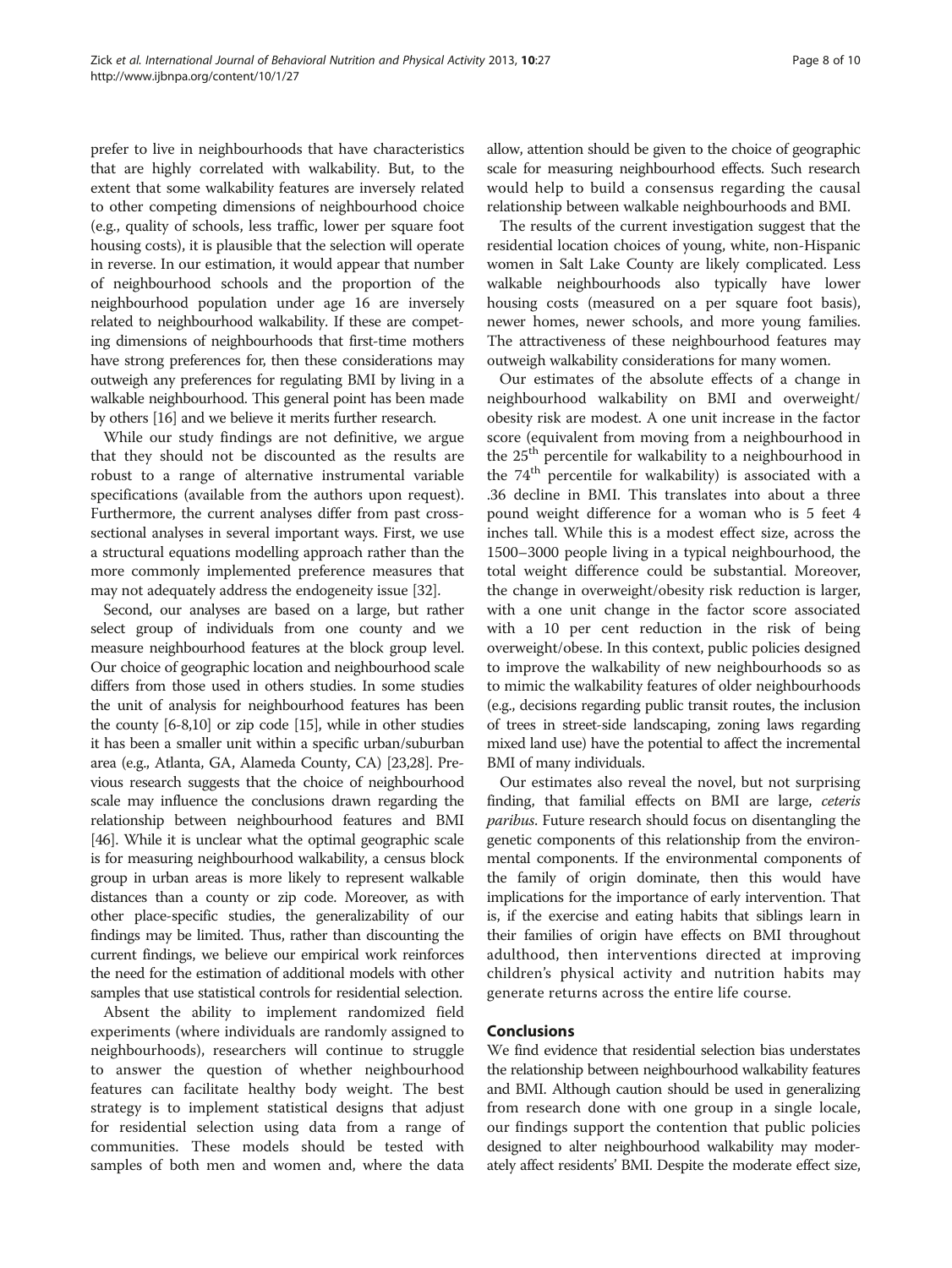prefer to live in neighbourhoods that have characteristics that are highly correlated with walkability. But, to the extent that some walkability features are inversely related to other competing dimensions of neighbourhood choice (e.g., quality of schools, less traffic, lower per square foot housing costs), it is plausible that the selection will operate in reverse. In our estimation, it would appear that number of neighbourhood schools and the proportion of the neighbourhood population under age 16 are inversely related to neighbourhood walkability. If these are competing dimensions of neighbourhoods that first-time mothers have strong preferences for, then these considerations may outweigh any preferences for regulating BMI by living in a walkable neighbourhood. This general point has been made by others [16] and we believe it merits further research.

While our study findings are not definitive, we argue that they should not be discounted as the results are robust to a range of alternative instrumental variable specifications (available from the authors upon request). Furthermore, the current analyses differ from past cross-sectional analyses in several important ways. First, we use a structural equations modelling approach rather than the more commonly implemented preference measures that may not adequately address the endogeneity issue [32].

Second, our analyses are based on a large, but rather select group of individuals from one county and we measure neighbourhood features at the block group level. Our choice of geographic location and neighbourhood scale differs from those used in others studies. In some studies the unit of analysis for neighbourhood features has been the county [6-8,10] or zip code [15], while in other studies it has been a smaller unit within a specific urban/suburban area (e.g., Atlanta, GA, Alameda County, CA) [23,28]. Previous research suggests that the choice of neighbourhood scale may influence the conclusions drawn regarding the relationship between neighbourhood features and BMI [46]. While it is unclear what the optimal geographic scale is for measuring neighbourhood walkability, a census block group in urban areas is more likely to represent walkable distances than a county or zip code. Moreover, as with other place-specific studies, the generalizability of our findings may be limited. Thus, rather than discounting the current findings, we believe our empirical work reinforces the need for the estimation of additional models with other samples that use statistical controls for residential selection.

Absent the ability to implement randomized field experiments (where individuals are randomly assigned to neighbourhoods), researchers will continue to struggle to answer the question of whether neighbourhood features can facilitate healthy body weight. The best strategy is to implement statistical designs that adjust for residential selection using data from a range of communities. These models should be tested with samples of both men and women and, where the data allow, attention should be given to the choice of geographic scale for measuring neighbourhood effects. Such research would help to build a consensus regarding the causal relationship between walkable neighbourhoods and BMI.

The results of the current investigation suggest that the residential location choices of young, white, non-Hispanic women in Salt Lake County are likely complicated. Less walkable neighbourhoods also typically have lower housing costs (measured on a per square foot basis), newer homes, newer schools, and more young families. The attractiveness of these neighbourhood features may outweigh walkability considerations for many women.

Our estimates of the absolute effects of a change in neighbourhood walkability on BMI and overweight/obesity risk are modest. A one unit increase in the factor score (equivalent from moving from a neighbourhood in the 25[th] percentile for walkability to a neighbourhood in the 74[th] percentile for walkability) is associated with a .36 decline in BMI. This translates into about a three pound weight difference for a woman who is 5 feet 4 inches tall. While this is a modest effect size, across the 1500–3000 people living in a typical neighbourhood, the total weight difference could be substantial. Moreover, the change in overweight/obesity risk reduction is larger, with a one unit change in the factor score associated with a 10 per cent reduction in the risk of being overweight/obese. In this context, public policies designed to improve the walkability of new neighbourhoods so as to mimic the walkability features of older neighbourhoods (e.g., decisions regarding public transit routes, the inclusion of trees in street-side landscaping, zoning laws regarding mixed land use) have the potential to affect the incremental BMI of many individuals.

Our estimates also reveal the novel, but not surprising finding, that familial effects on BMI are large, *ceteris paribus*. Future research should focus on disentangling the genetic components of this relationship from the environmental components. If the environmental components of the family of origin dominate, then this would have implications for the importance of early intervention. That is, if the exercise and eating habits that siblings learn in their families of origin have effects on BMI throughout adulthood, then interventions directed at improving children's physical activity and nutrition habits may generate returns across the entire life course.

## Conclusions

We find evidence that residential selection bias understates the relationship between neighbourhood walkability features and BMI. Although caution should be used in generalizing from research done with one group in a single locale, our findings support the contention that public policies designed to alter neighbourhood walkability may moderately affect residents' BMI. Despite the moderate effect size,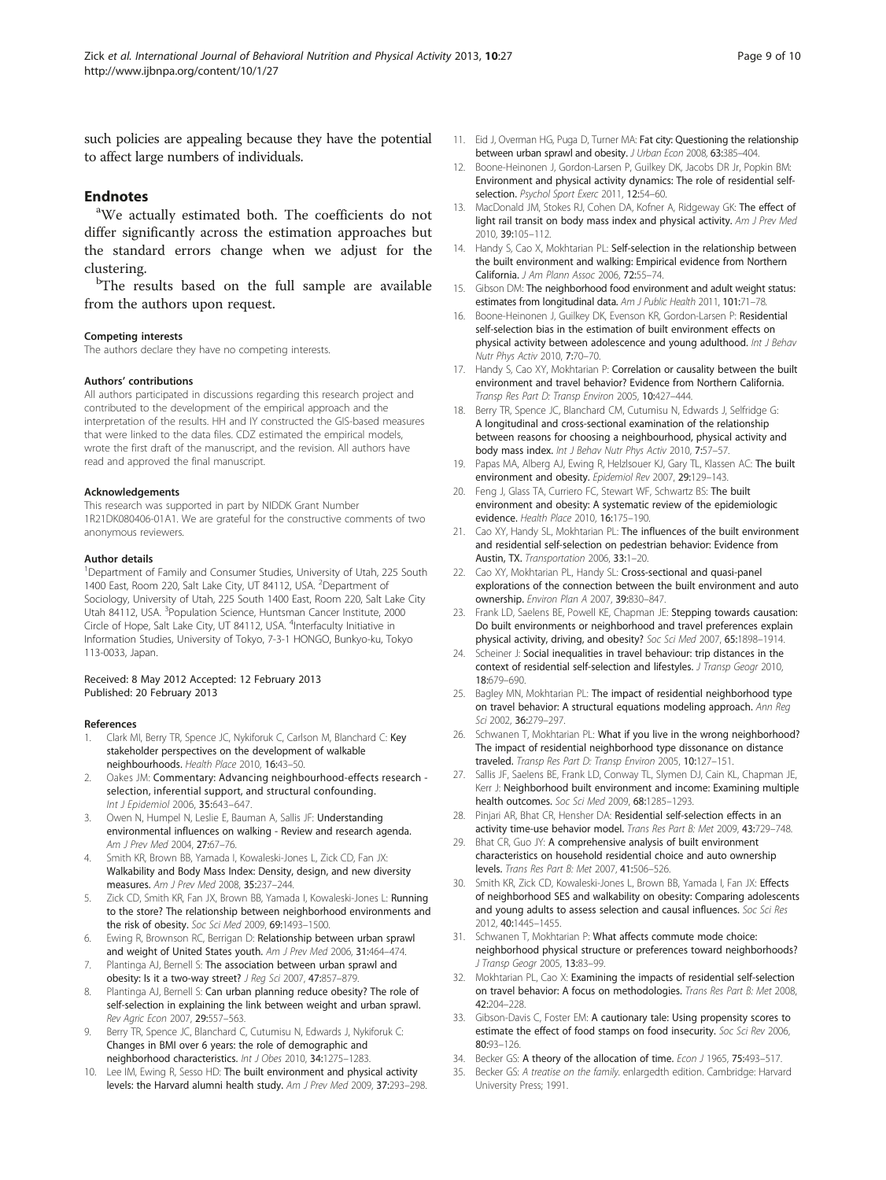such policies are appealing because they have the potential to affect large numbers of individuals.

## Endnotes

[a]We actually estimated both. The coefficients do not differ significantly across the estimation approaches but the standard errors change when we adjust for the clustering.

[b]The results based on the full sample are available from the authors upon request.

#### Competing interests

The authors declare they have no competing interests.

#### Authors' contributions

All authors participated in discussions regarding this research project and contributed to the development of the empirical approach and the interpretation of the results. HH and IY constructed the GIS-based measures that were linked to the data files. CDZ estimated the empirical models, wrote the first draft of the manuscript, and the revision. All authors have read and approved the final manuscript.

#### Acknowledgements

This research was supported in part by NIDDK Grant Number 1R21DK080406-01A1. We are grateful for the constructive comments of two anonymous reviewers.

#### Author details

[1]Department of Family and Consumer Studies, University of Utah, 225 South 1400 East, Room 220, Salt Lake City, UT 84112, USA. [2]Department of Sociology, University of Utah, 225 South 1400 East, Room 220, Salt Lake City Utah 84112, USA. [3]Population Science, Huntsman Cancer Institute, 2000 Circle of Hope, Salt Lake City, UT 84112, USA. [4]Interfaculty Initiative in Information Studies, University of Tokyo, 7-3-1 HONGO, Bunkyo-ku, Tokyo 113-0033, Japan.

Received: 8 May 2012 Accepted: 12 February 2013
Published: 20 February 2013

#### References

1. Clark MI, Berry TR, Spence JC, Nykiforuk C, Carlson M, Blanchard C: **Key stakeholder perspectives on the development of walkable neighbourhoods.** *Health Place* 2010, **16**:43–50.
2. Oakes JM: **Commentary: Advancing neighbourhood-effects research - selection, inferential support, and structural confounding.** *Int J Epidemiol* 2006, **35**:643–647.
3. Owen N, Humpel N, Leslie E, Bauman A, Sallis JF: **Understanding environmental influences on walking - Review and research agenda.** *Am J Prev Med* 2004, **27**:67–76.
4. Smith KR, Brown BB, Yamada I, Kowaleski-Jones L, Zick CD, Fan JX: **Walkability and Body Mass Index: Density, design, and new diversity measures.** *Am J Prev Med* 2008, **35**:237–244.
5. Zick CD, Smith KR, Fan JX, Brown BB, Yamada I, Kowaleski-Jones L: **Running to the store? The relationship between neighborhood environments and the risk of obesity.** *Soc Sci Med* 2009, **69**:1493–1500.
6. Ewing R, Brownson RC, Berrigan D: **Relationship between urban sprawl and weight of United States youth.** *Am J Prev Med* 2006, **31**:464–474.
7. Plantinga AJ, Bernell S: **The association between urban sprawl and obesity: Is it a two-way street?** *J Reg Sci* 2007, **47**:857–879.
8. Plantinga AJ, Bernell S: **Can urban planning reduce obesity? The role of self-selection in explaining the link between weight and urban sprawl.** *Rev Agric Econ* 2007, **29**:557–563.
9. Berry TR, Spence JC, Blanchard C, Cutumisu N, Edwards J, Nykiforuk C: **Changes in BMI over 6 years: the role of demographic and neighborhood characteristics.** *Int J Obes* 2010, **34**:1275–1283.
10. Lee IM, Ewing R, Sesso HD: **The built environment and physical activity levels: the Harvard alumni health study.** *Am J Prev Med* 2009, **37**:293–298.
11. Eid J, Overman HG, Puga D, Turner MA: **Fat city: Questioning the relationship between urban sprawl and obesity.** *J Urban Econ* 2008, **63**:385–404.
12. Boone-Heinonen J, Gordon-Larsen P, Guilkey DK, Jacobs DR Jr, Popkin BM: **Environment and physical activity dynamics: The role of residential self-selection.** *Psychol Sport Exerc* 2011, **12**:54–60.
13. MacDonald JM, Stokes RJ, Cohen DA, Kofner A, Ridgeway GK: **The effect of light rail transit on body mass index and physical activity.** *Am J Prev Med* 2010, **39**:105–112.
14. Handy S, Cao X, Mokhtarian PL: **Self-selection in the relationship between the built environment and walking: Empirical evidence from Northern California.** *J Am Plann Assoc* 2006, **72**:55–74.
15. Gibson DM: **The neighborhood food environment and adult weight status: estimates from longitudinal data.** *Am J Public Health* 2011, **101**:71–78.
16. Boone-Heinonen J, Guilkey DK, Evenson KR, Gordon-Larsen P: **Residential self-selection bias in the estimation of built environment effects on physical activity between adolescence and young adulthood.** *Int J Behav Nutr Phys Activ* 2010, **7**:70–70.
17. Handy S, Cao XY, Mokhtarian P: **Correlation or causality between the built environment and travel behavior? Evidence from Northern California.** *Transp Res Part D: Transp Environ* 2005, **10**:427–444.
18. Berry TR, Spence JC, Blanchard CM, Cutumisu N, Edwards J, Selfridge G: **A longitudinal and cross-sectional examination of the relationship between reasons for choosing a neighbourhood, physical activity and body mass index.** *Int J Behav Nutr Phys Activ* 2010, **7**:57–57.
19. Papas MA, Alberg AJ, Ewing R, Helzlsouer KJ, Gary TL, Klassen AC: **The built environment and obesity.** *Epidemiol Rev* 2007, **29**:129–143.
20. Feng J, Glass TA, Curriero FC, Stewart WF, Schwartz BS: **The built environment and obesity: A systematic review of the epidemiologic evidence.** *Health Place* 2010, **16**:175–190.
21. Cao XY, Handy SL, Mokhtarian PL: **The influences of the built environment and residential self-selection on pedestrian behavior: Evidence from Austin, TX.** *Transportation* 2006, **33**:1–20.
22. Cao XY, Mokhtarian PL, Handy SL: **Cross-sectional and quasi-panel explorations of the connection between the built environment and auto ownership.** *Environ Plan A* 2007, **39**:830–847.
23. Frank LD, Saelens BE, Powell KE, Chapman JE: **Stepping towards causation: Do built environments or neighborhood and travel preferences explain physical activity, driving, and obesity?** *Soc Sci Med* 2007, **65**:1898–1914.
24. Scheiner J: **Social inequalities in travel behaviour: trip distances in the context of residential self-selection and lifestyles.** *J Transp Geogr* 2010, **18**:679–690.
25. Bagley MN, Mokhtarian PL: **The impact of residential neighborhood type on travel behavior: A structural equations modeling approach.** *Ann Reg Sci* 2002, **36**:279–297.
26. Schwanen T, Mokhtarian PL: **What if you live in the wrong neighborhood? The impact of residential neighborhood type dissonance on distance traveled.** *Transp Res Part D: Transp Environ* 2005, **10**:127–151.
27. Sallis JF, Saelens BE, Frank LD, Conway TL, Slymen DJ, Cain KL, Chapman JE, Kerr J: **Neighborhood built environment and income: Examining multiple health outcomes.** *Soc Sci Med* 2009, **68**:1285–1293.
28. Pinjari AR, Bhat CR, Hensher DA: **Residential self-selection effects in an activity time-use behavior model.** *Trans Res Part B: Met* 2009, **43**:729–748.
29. Bhat CR, Guo JY: **A comprehensive analysis of built environment characteristics on household residential choice and auto ownership levels.** *Trans Res Part B: Met* 2007, **41**:506–526.
30. Smith KR, Zick CD, Kowaleski-Jones L, Brown BB, Yamada I, Fan JX: **Effects of neighborhood SES and walkability on obesity: Comparing adolescents and young adults to assess selection and causal influences.** *Soc Sci Res* 2012, **40**:1445–1455.
31. Schwanen T, Mokhtarian P: **What affects commute mode choice: neighborhood physical structure or preferences toward neighborhoods?** *J Transp Geogr* 2005, **13**:83–99.
32. Mokhtarian PL, Cao X: **Examining the impacts of residential self-selection on travel behavior: A focus on methodologies.** *Trans Res Part B: Met* 2008, **42**:204–228.
33. Gibson-Davis C, Foster EM: **A cautionary tale: Using propensity scores to estimate the effect of food stamps on food insecurity.** *Soc Sci Rev* 2006, **80**:93–126.
34. Becker GS: **A theory of the allocation of time.** *Econ J* 1965, **75**:493–517.
35. Becker GS: *A treatise on the family*. enlargedth edition. Cambridge: Harvard University Press; 1991.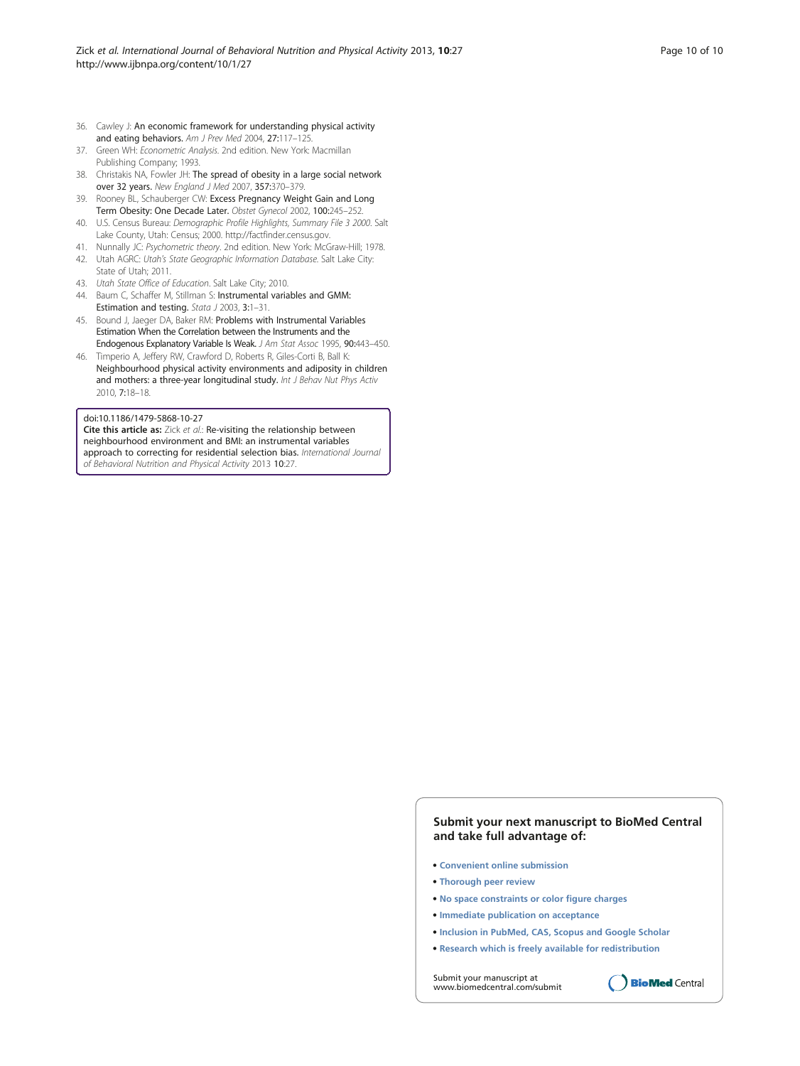36. Cawley J: **An economic framework for understanding physical activity and eating behaviors.** *Am J Prev Med* 2004, **27:**117–125.
37. Green WH: *Econometric Analysis.* 2nd edition. New York: Macmillan Publishing Company; 1993.
38. Christakis NA, Fowler JH: **The spread of obesity in a large social network over 32 years.** *New England J Med* 2007, **357:**370–379.
39. Rooney BL, Schauberger CW: **Excess Pregnancy Weight Gain and Long Term Obesity: One Decade Later.** *Obstet Gynecol* 2002, **100:**245–252.
40. U.S. Census Bureau: *Demographic Profile Highlights, Summary File 3 2000.* Salt Lake County, Utah: Census; 2000. http://factfinder.census.gov.
41. Nunnally JC: *Psychometric theory.* 2nd edition. New York: McGraw-Hill; 1978.
42. Utah AGRC: *Utah's State Geographic Information Database.* Salt Lake City: State of Utah; 2011.
43. *Utah State Office of Education.* Salt Lake City; 2010.
44. Baum C, Schaffer M, Stillman S: **Instrumental variables and GMM: Estimation and testing.** *Stata J* 2003, **3:**1–31.
45. Bound J, Jaeger DA, Baker RM: **Problems with Instrumental Variables Estimation When the Correlation between the Instruments and the Endogenous Explanatory Variable Is Weak.** *J Am Stat Assoc* 1995, **90:**443–450.
46. Timperio A, Jeffery RW, Crawford D, Roberts R, Giles-Corti B, Ball K: **Neighbourhood physical activity environments and adiposity in children and mothers: a three-year longitudinal study.** *Int J Behav Nut Phys Activ* 2010, **7:**18–18.

doi:10.1186/1479-5868-10-27
**Cite this article as:** Zick *et al.*: Re-visiting the relationship between neighbourhood environment and BMI: an instrumental variables approach to correcting for residential selection bias. *International Journal of Behavioral Nutrition and Physical Activity* 2013 **10**:27.

**Submit your next manuscript to BioMed Central and take full advantage of:**

- **Convenient online submission**
- **Thorough peer review**
- **No space constraints or color figure charges**
- **Immediate publication on acceptance**
- **Inclusion in PubMed, CAS, Scopus and Google Scholar**
- **Research which is freely available for redistribution**

Submit your manuscript at
www.biomedcentral.com/submit

BioMed Central